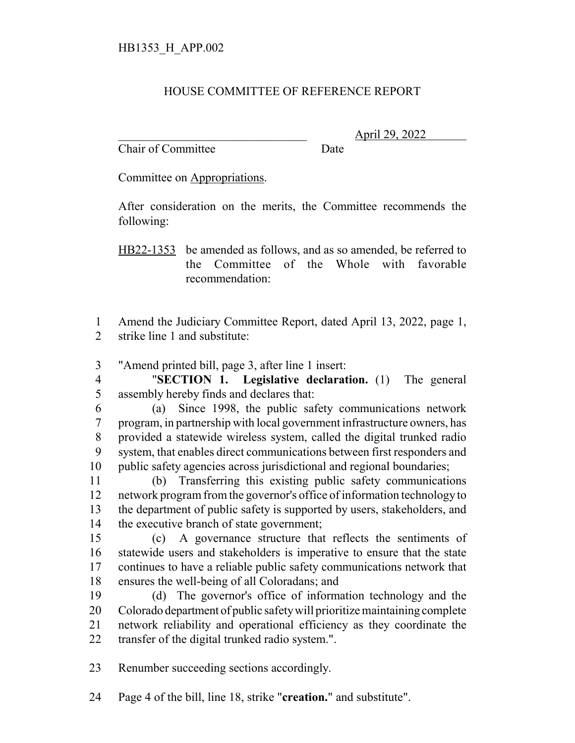HB1353_H_APP.002

HOUSE COMMITTEE OF REFERENCE REPORT

________________________________ April 29, 2022
Chair of Committee Date

Committee on Appropriations.

After consideration on the merits, the Committee recommends the following:

HB22-1353 be amended as follows, and as so amended, be referred to the Committee of the Whole with favorable recommendation:

1 Amend the Judiciary Committee Report, dated April 13, 2022, page 1,
2 strike line 1 and substitute:

3 "Amend printed bill, page 3, after line 1 insert:
4 "**SECTION 1. Legislative declaration.** (1) The general
5 assembly hereby finds and declares that:
6 (a) Since 1998, the public safety communications network
7 program, in partnership with local government infrastructure owners, has
8 provided a statewide wireless system, called the digital trunked radio
9 system, that enables direct communications between first responders and
10 public safety agencies across jurisdictional and regional boundaries;
11 (b) Transferring this existing public safety communications
12 network program from the governor's office of information technology to
13 the department of public safety is supported by users, stakeholders, and
14 the executive branch of state government;
15 (c) A governance structure that reflects the sentiments of
16 statewide users and stakeholders is imperative to ensure that the state
17 continues to have a reliable public safety communications network that
18 ensures the well-being of all Coloradans; and
19 (d) The governor's office of information technology and the
20 Colorado department of public safety will prioritize maintaining complete
21 network reliability and operational efficiency as they coordinate the
22 transfer of the digital trunked radio system.".

23 Renumber succeeding sections accordingly.

24 Page 4 of the bill, line 18, strike "**creation.**" and substitute".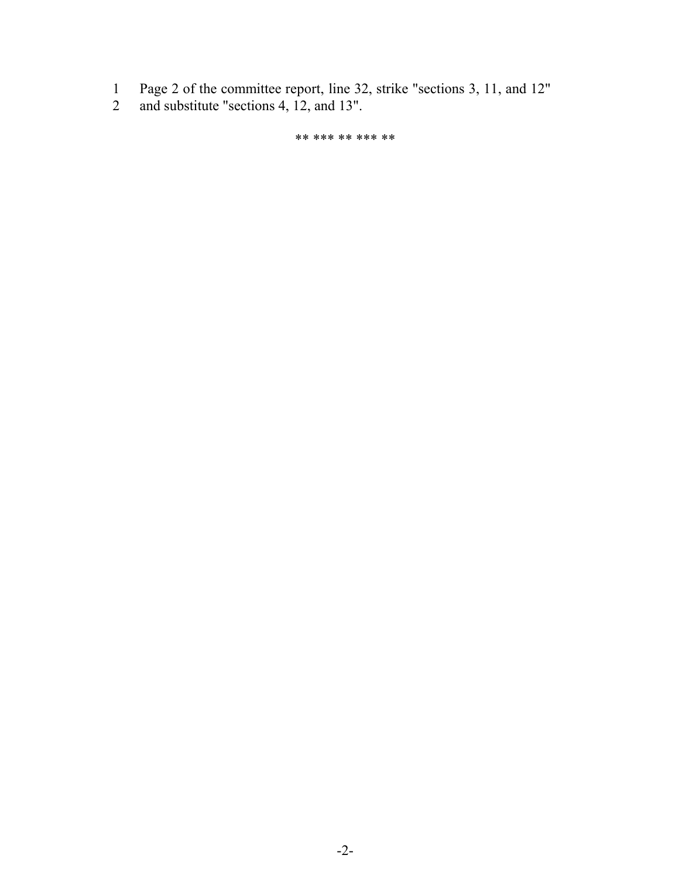1 Page 2 of the committee report, line 32, strike "sections 3, 11, and 12"
2 and substitute "sections 4, 12, and 13".

** *** ** *** **